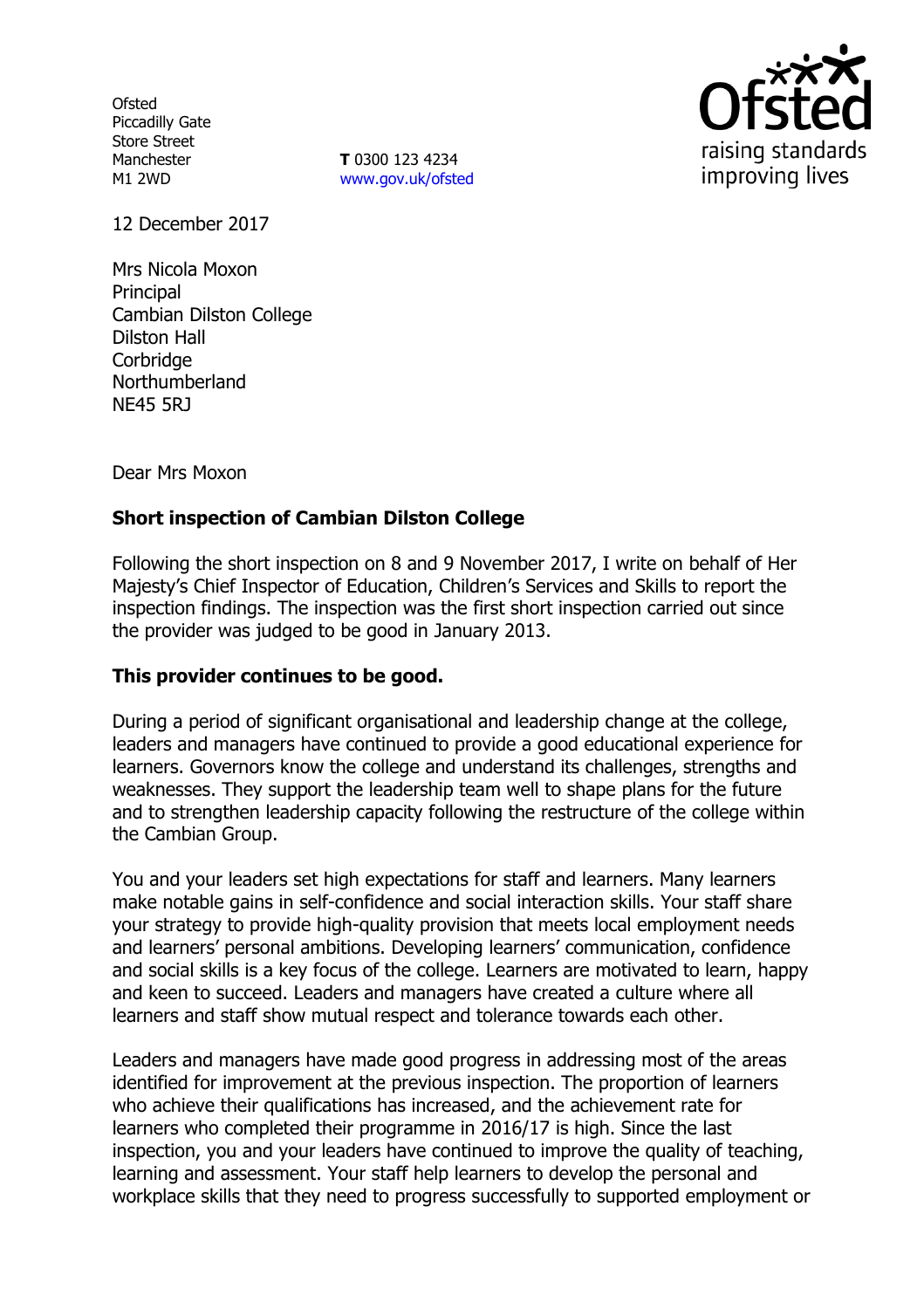Ofsted
Piccadilly Gate
Store Street
Manchester
M1 2WD

**T** 0300 123 4234
www.gov.uk/ofsted

12 December 2017

Mrs Nicola Moxon
Principal
Cambian Dilston College
Dilston Hall
Corbridge
Northumberland
NE45 5RJ

Dear Mrs Moxon

**Short inspection of Cambian Dilston College**

Following the short inspection on 8 and 9 November 2017, I write on behalf of Her Majesty's Chief Inspector of Education, Children's Services and Skills to report the inspection findings. The inspection was the first short inspection carried out since the provider was judged to be good in January 2013.

**This provider continues to be good.**

During a period of significant organisational and leadership change at the college, leaders and managers have continued to provide a good educational experience for learners. Governors know the college and understand its challenges, strengths and weaknesses. They support the leadership team well to shape plans for the future and to strengthen leadership capacity following the restructure of the college within the Cambian Group.

You and your leaders set high expectations for staff and learners. Many learners make notable gains in self-confidence and social interaction skills. Your staff share your strategy to provide high-quality provision that meets local employment needs and learners' personal ambitions. Developing learners' communication, confidence and social skills is a key focus of the college. Learners are motivated to learn, happy and keen to succeed. Leaders and managers have created a culture where all learners and staff show mutual respect and tolerance towards each other.

Leaders and managers have made good progress in addressing most of the areas identified for improvement at the previous inspection. The proportion of learners who achieve their qualifications has increased, and the achievement rate for learners who completed their programme in 2016/17 is high. Since the last inspection, you and your leaders have continued to improve the quality of teaching, learning and assessment. Your staff help learners to develop the personal and workplace skills that they need to progress successfully to supported employment or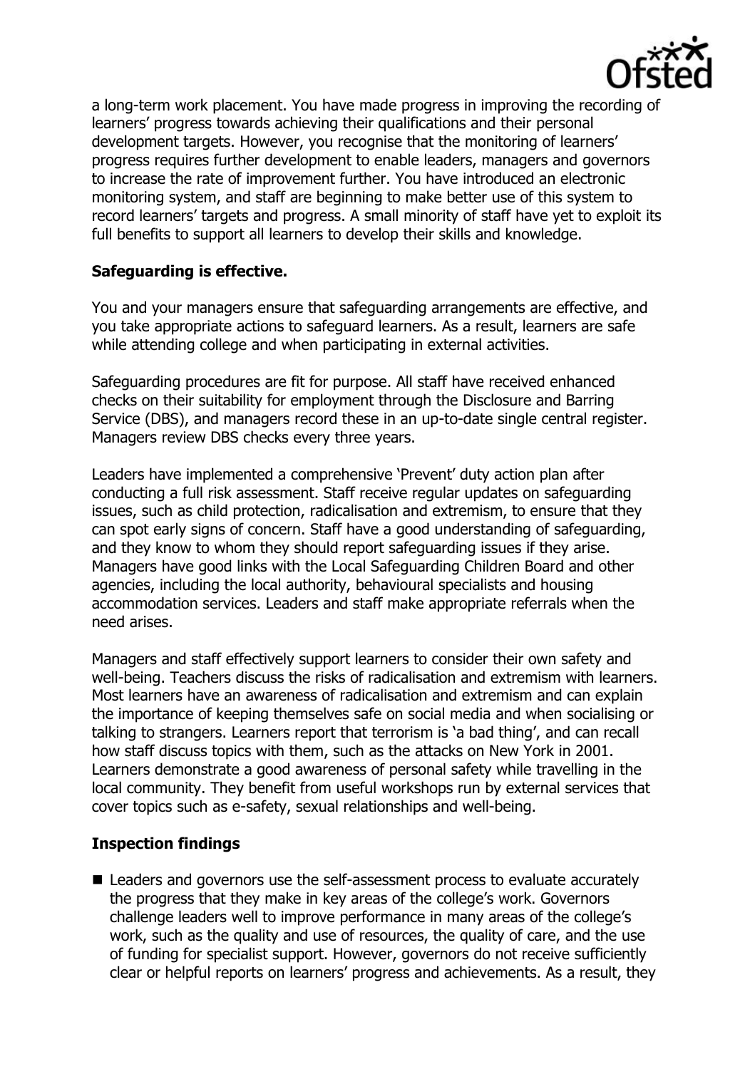a long-term work placement. You have made progress in improving the recording of learners' progress towards achieving their qualifications and their personal development targets. However, you recognise that the monitoring of learners' progress requires further development to enable leaders, managers and governors to increase the rate of improvement further. You have introduced an electronic monitoring system, and staff are beginning to make better use of this system to record learners' targets and progress. A small minority of staff have yet to exploit its full benefits to support all learners to develop their skills and knowledge.

**Safeguarding is effective.**

You and your managers ensure that safeguarding arrangements are effective, and you take appropriate actions to safeguard learners. As a result, learners are safe while attending college and when participating in external activities.

Safeguarding procedures are fit for purpose. All staff have received enhanced checks on their suitability for employment through the Disclosure and Barring Service (DBS), and managers record these in an up-to-date single central register. Managers review DBS checks every three years.

Leaders have implemented a comprehensive 'Prevent' duty action plan after conducting a full risk assessment. Staff receive regular updates on safeguarding issues, such as child protection, radicalisation and extremism, to ensure that they can spot early signs of concern. Staff have a good understanding of safeguarding, and they know to whom they should report safeguarding issues if they arise. Managers have good links with the Local Safeguarding Children Board and other agencies, including the local authority, behavioural specialists and housing accommodation services. Leaders and staff make appropriate referrals when the need arises.

Managers and staff effectively support learners to consider their own safety and well-being. Teachers discuss the risks of radicalisation and extremism with learners. Most learners have an awareness of radicalisation and extremism and can explain the importance of keeping themselves safe on social media and when socialising or talking to strangers. Learners report that terrorism is 'a bad thing', and can recall how staff discuss topics with them, such as the attacks on New York in 2001. Learners demonstrate a good awareness of personal safety while travelling in the local community. They benefit from useful workshops run by external services that cover topics such as e-safety, sexual relationships and well-being.

**Inspection findings**

- Leaders and governors use the self-assessment process to evaluate accurately the progress that they make in key areas of the college's work. Governors challenge leaders well to improve performance in many areas of the college's work, such as the quality and use of resources, the quality of care, and the use of funding for specialist support. However, governors do not receive sufficiently clear or helpful reports on learners' progress and achievements. As a result, they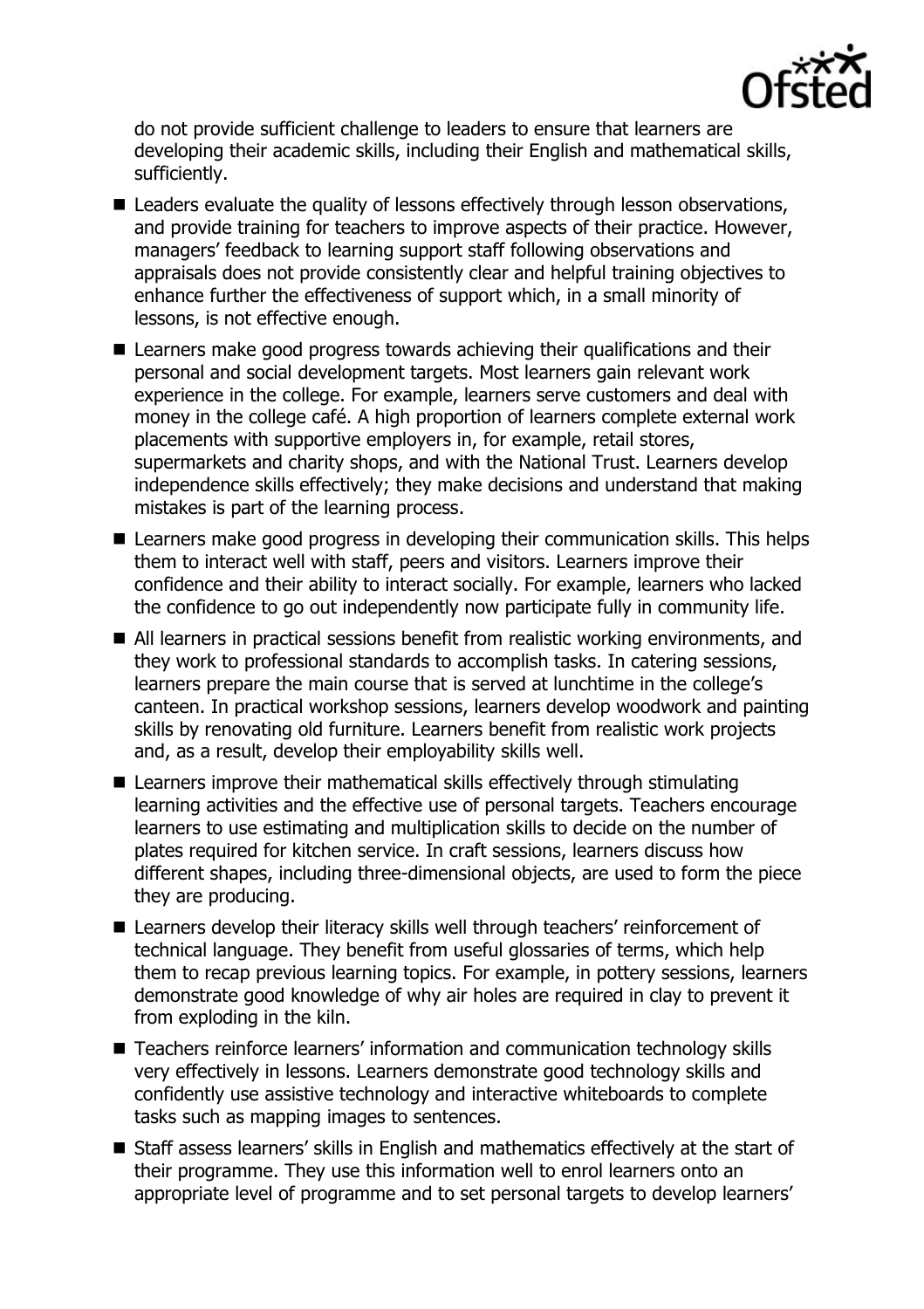do not provide sufficient challenge to leaders to ensure that learners are developing their academic skills, including their English and mathematical skills, sufficiently.

- Leaders evaluate the quality of lessons effectively through lesson observations, and provide training for teachers to improve aspects of their practice. However, managers' feedback to learning support staff following observations and appraisals does not provide consistently clear and helpful training objectives to enhance further the effectiveness of support which, in a small minority of lessons, is not effective enough.
- Learners make good progress towards achieving their qualifications and their personal and social development targets. Most learners gain relevant work experience in the college. For example, learners serve customers and deal with money in the college café. A high proportion of learners complete external work placements with supportive employers in, for example, retail stores, supermarkets and charity shops, and with the National Trust. Learners develop independence skills effectively; they make decisions and understand that making mistakes is part of the learning process.
- Learners make good progress in developing their communication skills. This helps them to interact well with staff, peers and visitors. Learners improve their confidence and their ability to interact socially. For example, learners who lacked the confidence to go out independently now participate fully in community life.
- All learners in practical sessions benefit from realistic working environments, and they work to professional standards to accomplish tasks. In catering sessions, learners prepare the main course that is served at lunchtime in the college's canteen. In practical workshop sessions, learners develop woodwork and painting skills by renovating old furniture. Learners benefit from realistic work projects and, as a result, develop their employability skills well.
- Learners improve their mathematical skills effectively through stimulating learning activities and the effective use of personal targets. Teachers encourage learners to use estimating and multiplication skills to decide on the number of plates required for kitchen service. In craft sessions, learners discuss how different shapes, including three-dimensional objects, are used to form the piece they are producing.
- Learners develop their literacy skills well through teachers' reinforcement of technical language. They benefit from useful glossaries of terms, which help them to recap previous learning topics. For example, in pottery sessions, learners demonstrate good knowledge of why air holes are required in clay to prevent it from exploding in the kiln.
- Teachers reinforce learners' information and communication technology skills very effectively in lessons. Learners demonstrate good technology skills and confidently use assistive technology and interactive whiteboards to complete tasks such as mapping images to sentences.
- Staff assess learners' skills in English and mathematics effectively at the start of their programme. They use this information well to enrol learners onto an appropriate level of programme and to set personal targets to develop learners'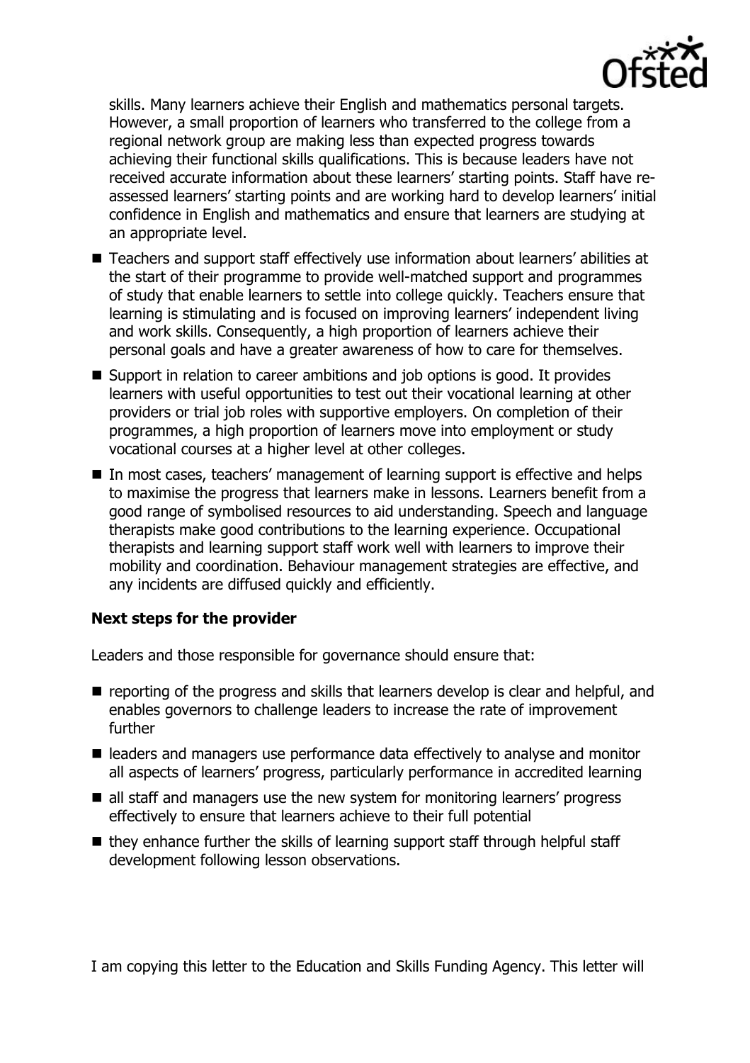skills. Many learners achieve their English and mathematics personal targets. However, a small proportion of learners who transferred to the college from a regional network group are making less than expected progress towards achieving their functional skills qualifications. This is because leaders have not received accurate information about these learners' starting points. Staff have re-assessed learners' starting points and are working hard to develop learners' initial confidence in English and mathematics and ensure that learners are studying at an appropriate level.

- Teachers and support staff effectively use information about learners' abilities at the start of their programme to provide well-matched support and programmes of study that enable learners to settle into college quickly. Teachers ensure that learning is stimulating and is focused on improving learners' independent living and work skills. Consequently, a high proportion of learners achieve their personal goals and have a greater awareness of how to care for themselves.
- Support in relation to career ambitions and job options is good. It provides learners with useful opportunities to test out their vocational learning at other providers or trial job roles with supportive employers. On completion of their programmes, a high proportion of learners move into employment or study vocational courses at a higher level at other colleges.
- In most cases, teachers' management of learning support is effective and helps to maximise the progress that learners make in lessons. Learners benefit from a good range of symbolised resources to aid understanding. Speech and language therapists make good contributions to the learning experience. Occupational therapists and learning support staff work well with learners to improve their mobility and coordination. Behaviour management strategies are effective, and any incidents are diffused quickly and efficiently.

### Next steps for the provider

Leaders and those responsible for governance should ensure that:

- reporting of the progress and skills that learners develop is clear and helpful, and enables governors to challenge leaders to increase the rate of improvement further
- leaders and managers use performance data effectively to analyse and monitor all aspects of learners' progress, particularly performance in accredited learning
- all staff and managers use the new system for monitoring learners' progress effectively to ensure that learners achieve to their full potential
- they enhance further the skills of learning support staff through helpful staff development following lesson observations.

I am copying this letter to the Education and Skills Funding Agency. This letter will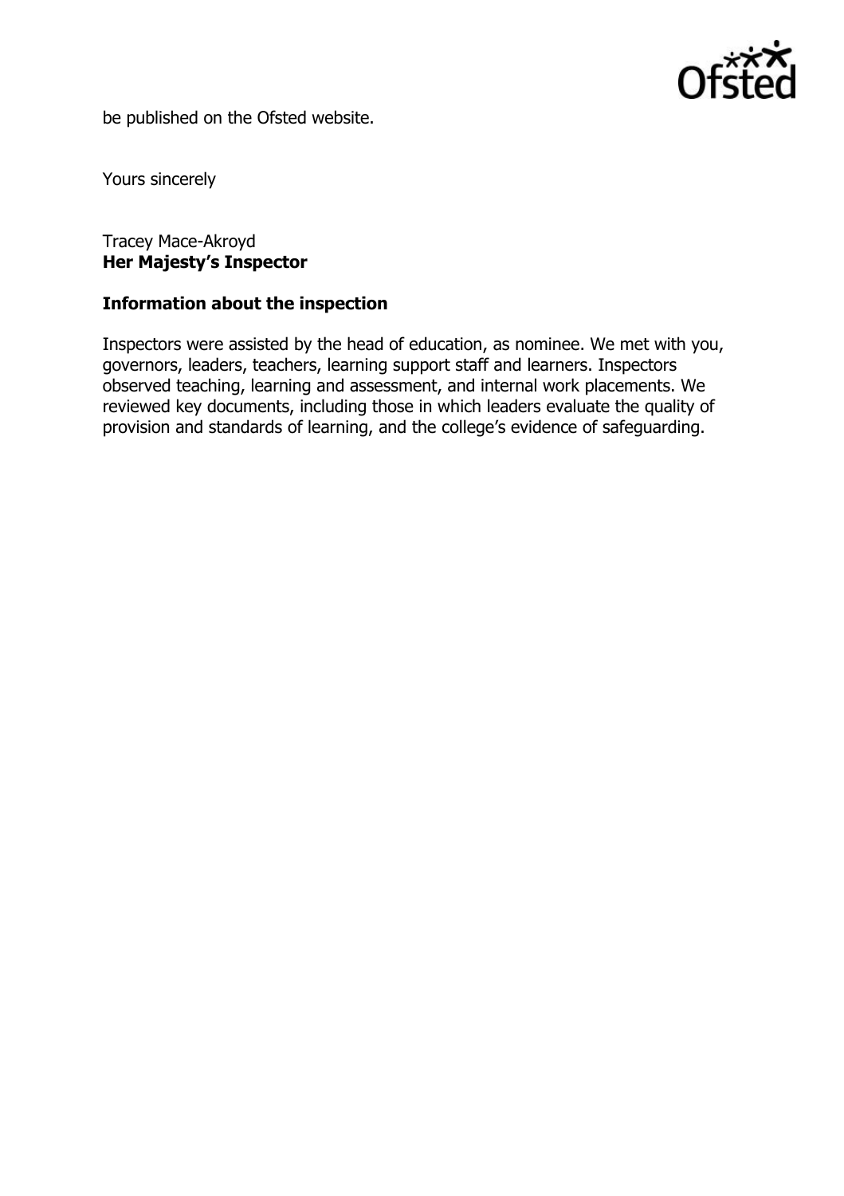be published on the Ofsted website.

Yours sincerely

Tracey Mace-Akroyd
**Her Majesty's Inspector**

**Information about the inspection**

Inspectors were assisted by the head of education, as nominee. We met with you, governors, leaders, teachers, learning support staff and learners. Inspectors observed teaching, learning and assessment, and internal work placements. We reviewed key documents, including those in which leaders evaluate the quality of provision and standards of learning, and the college's evidence of safeguarding.